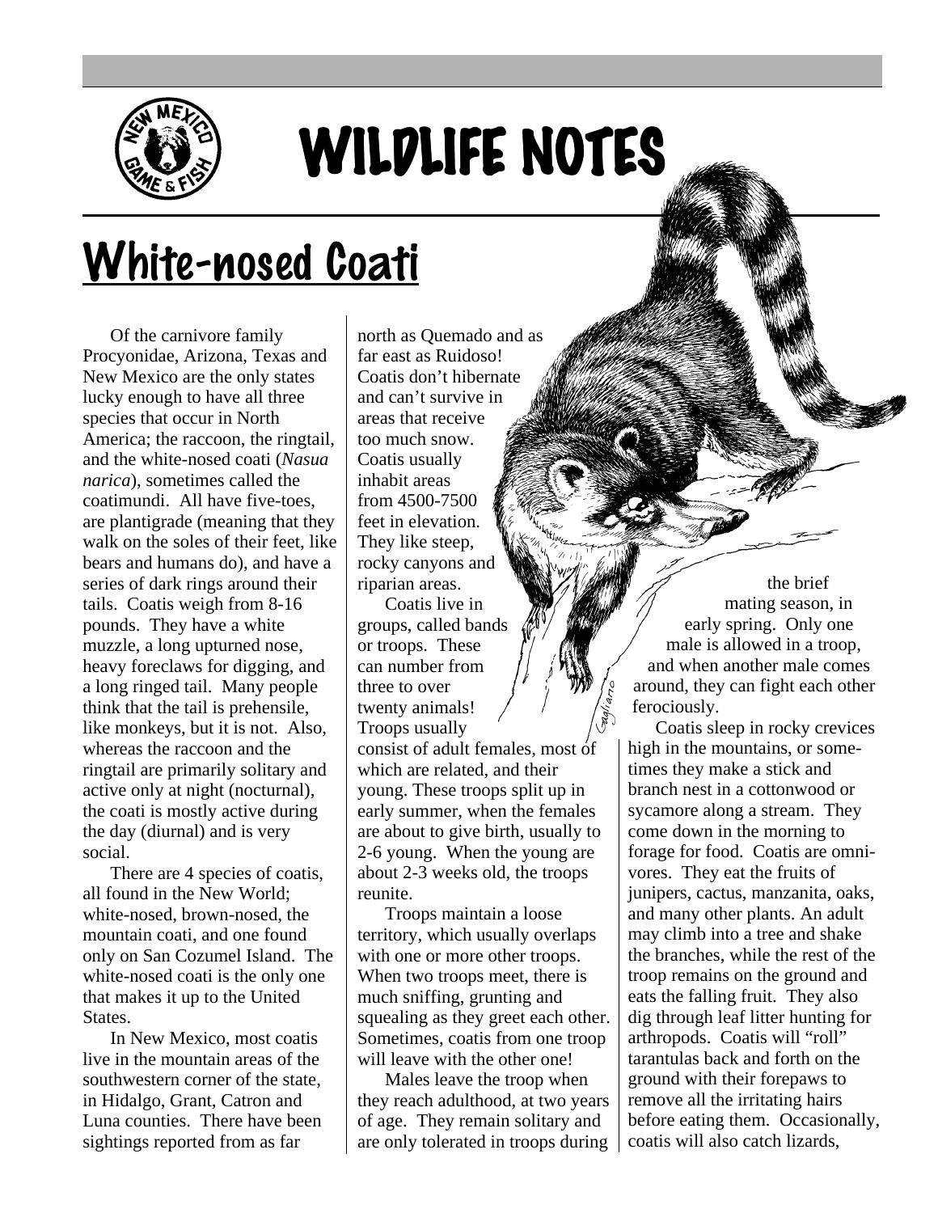# WILDLIFE NOTES

## White-nosed Coati

Of the carnivore family Procyonidae, Arizona, Texas and New Mexico are the only states lucky enough to have all three species that occur in North America; the raccoon, the ringtail, and the white-nosed coati (*Nasua narica*), sometimes called the coatimundi. All have five-toes, are plantigrade (meaning that they walk on the soles of their feet, like bears and humans do), and have a series of dark rings around their tails. Coatis weigh from 8-16 pounds. They have a white muzzle, a long upturned nose, heavy foreclaws for digging, and a long ringed tail. Many people think that the tail is prehensile, like monkeys, but it is not. Also, whereas the raccoon and the ringtail are primarily solitary and active only at night (nocturnal), the coati is mostly active during the day (diurnal) and is very social.

There are 4 species of coatis, all found in the New World; white-nosed, brown-nosed, the mountain coati, and one found only on San Cozumel Island. The white-nosed coati is the only one that makes it up to the United States.

In New Mexico, most coatis live in the mountain areas of the southwestern corner of the state, in Hidalgo, Grant, Catron and Luna counties. There have been sightings reported from as far north as Quemado and as far east as Ruidoso! Coatis don't hibernate and can't survive in areas that receive too much snow. Coatis usually inhabit areas from 4500-7500 feet in elevation. They like steep, rocky canyons and riparian areas.

Coatis live in groups, called bands or troops. These can number from three to over twenty animals! Troops usually consist of adult females, most of which are related, and their young. These troops split up in early summer, when the females are about to give birth, usually to 2-6 young. When the young are about 2-3 weeks old, the troops reunite.

Troops maintain a loose territory, which usually overlaps with one or more other troops. When two troops meet, there is much sniffing, grunting and squealing as they greet each other. Sometimes, coatis from one troop will leave with the other one!

Males leave the troop when they reach adulthood, at two years of age. They remain solitary and are only tolerated in troops during the brief mating season, in early spring. Only one male is allowed in a troop, and when another male comes around, they can fight each other ferociously.

Coatis sleep in rocky crevices high in the mountains, or sometimes they make a stick and branch nest in a cottonwood or sycamore along a stream. They come down in the morning to forage for food. Coatis are omnivores. They eat the fruits of junipers, cactus, manzanita, oaks, and many other plants. An adult may climb into a tree and shake the branches, while the rest of the troop remains on the ground and eats the falling fruit. They also dig through leaf litter hunting for arthropods. Coatis will "roll" tarantulas back and forth on the ground with their forepaws to remove all the irritating hairs before eating them. Occasionally, coatis will also catch lizards,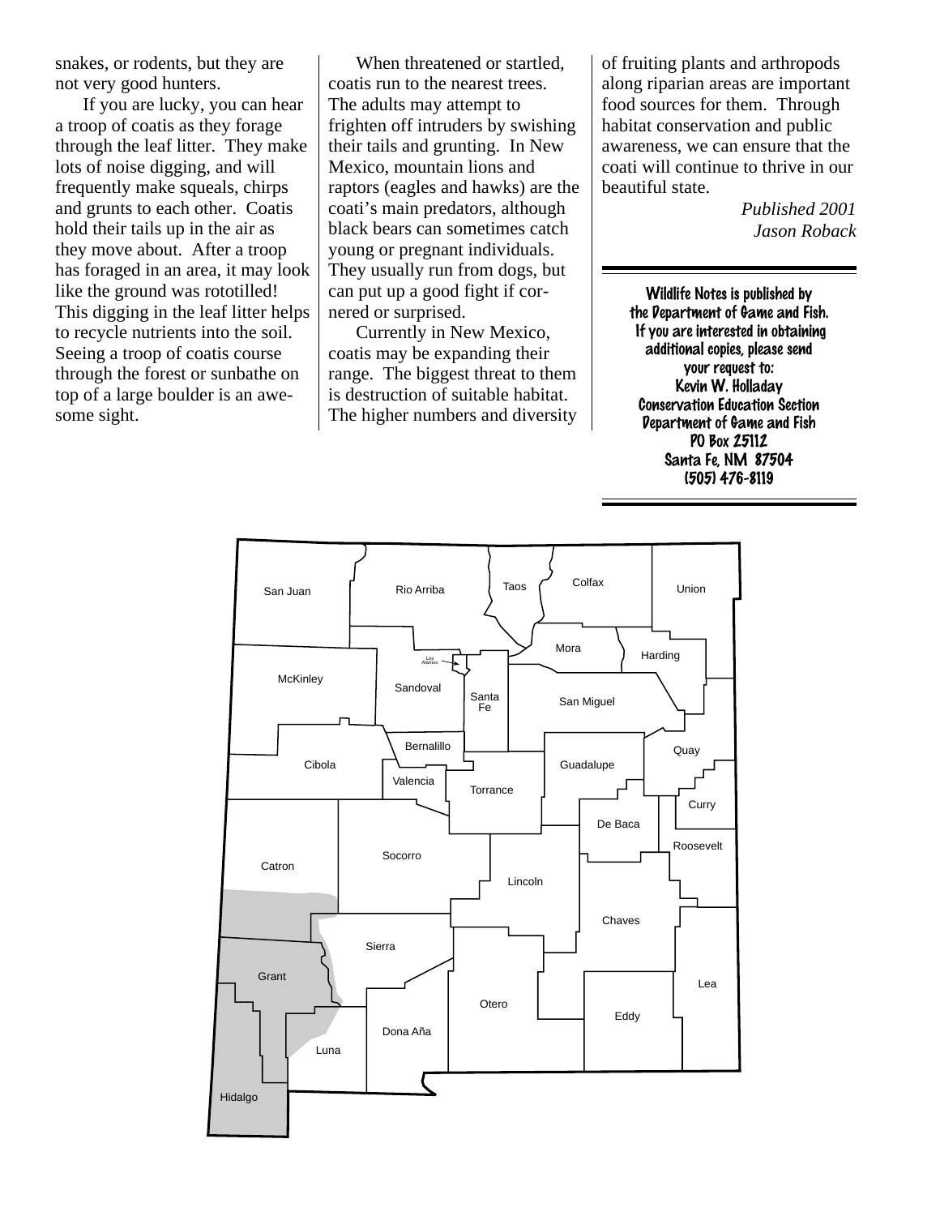snakes, or rodents, but they are not very good hunters.

If you are lucky, you can hear a troop of coatis as they forage through the leaf litter. They make lots of noise digging, and will frequently make squeals, chirps and grunts to each other. Coatis hold their tails up in the air as they move about. After a troop has foraged in an area, it may look like the ground was rototilled! This digging in the leaf litter helps to recycle nutrients into the soil. Seeing a troop of coatis course through the forest or sunbathe on top of a large boulder is an awesome sight.

When threatened or startled, coatis run to the nearest trees. The adults may attempt to frighten off intruders by swishing their tails and grunting. In New Mexico, mountain lions and raptors (eagles and hawks) are the coati's main predators, although black bears can sometimes catch young or pregnant individuals. They usually run from dogs, but can put up a good fight if cornered or surprised.

Currently in New Mexico, coatis may be expanding their range. The biggest threat to them is destruction of suitable habitat. The higher numbers and diversity of fruiting plants and arthropods along riparian areas are important food sources for them. Through habitat conservation and public awareness, we can ensure that the coati will continue to thrive in our beautiful state.

*Published 2001*
*Jason Roback*

---

**Wildlife Notes is published by the Department of Game and Fish. If you are interested in obtaining additional copies, please send your request to:**
**Kevin W. Holladay**
**Conservation Education Section**
**Department of Game and Fish**
**PO Box 25112**
**Santa Fe, NM 87504**
**(505) 476-8119**

---

San Juan
Rio Arriba
Taos
Colfax
Union
Mora
Harding
Los Alamos
McKinley
Sandoval
Santa Fe
San Miguel
Bernalillo
Quay
Cibola
Guadalupe
Valencia
Torrance
Curry
De Baca
Roosevelt
Socorro
Catron
Lincoln
Chaves
Sierra
Grant
Lea
Otero
Eddy
Dona Aña
Luna
Hidalgo